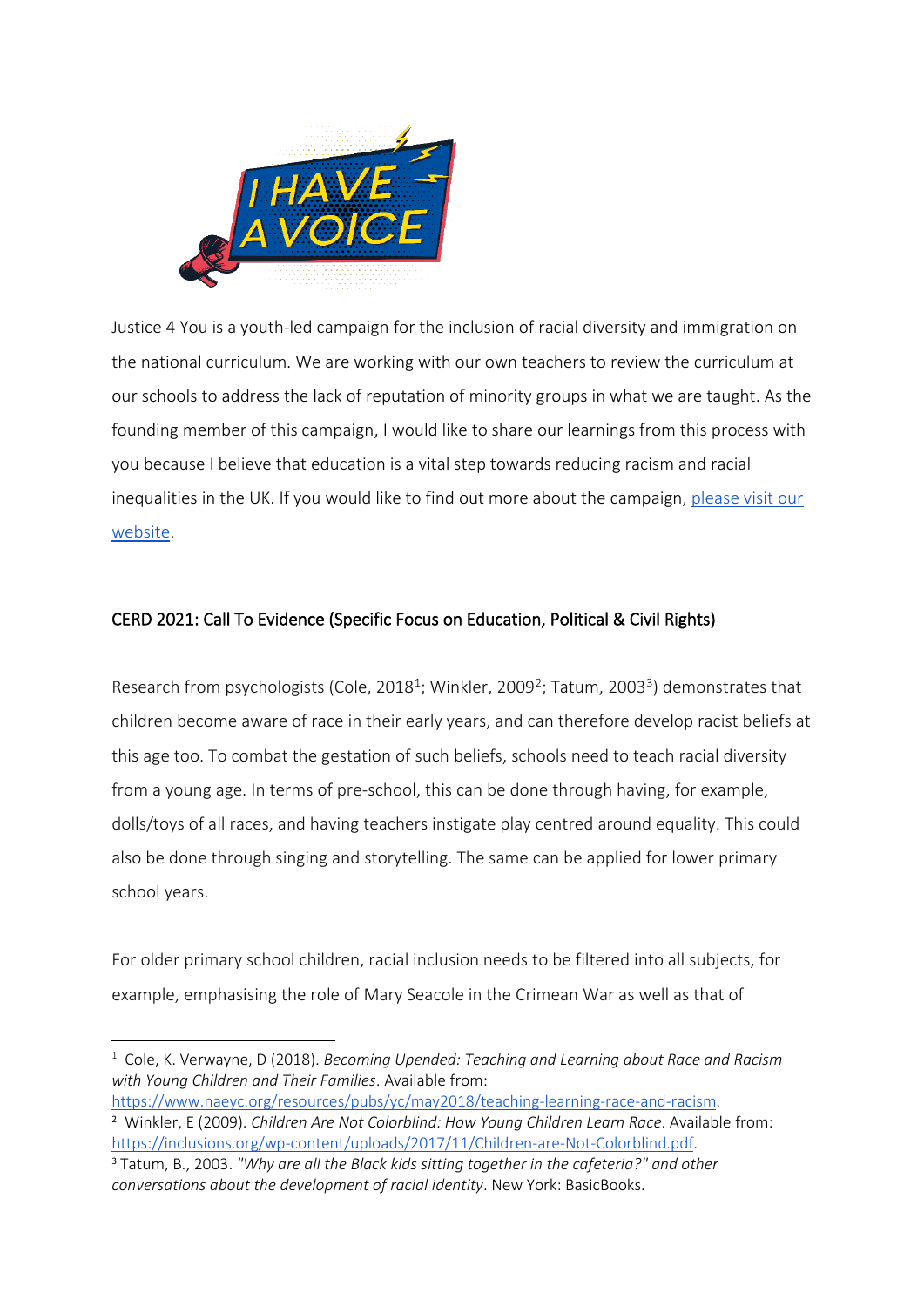Justice 4 You is a youth-led campaign for the inclusion of racial diversity and immigration on the national curriculum. We are working with our own teachers to review the curriculum at our schools to address the lack of reputation of minority groups in what we are taught. As the founding member of this campaign, I would like to share our learnings from this process with you because I believe that education is a vital step towards reducing racism and racial inequalities in the UK. If you would like to find out more about the campaign, [please visit our website](#).

## CERD 2021: Call To Evidence (Specific Focus on Education, Political & Civil Rights)

Research from psychologists (Cole, 2018[1]; Winkler, 2009[2]; Tatum, 2003[3]) demonstrates that children become aware of race in their early years, and can therefore develop racist beliefs at this age too. To combat the gestation of such beliefs, schools need to teach racial diversity from a young age. In terms of pre-school, this can be done through having, for example, dolls/toys of all races, and having teachers instigate play centred around equality. This could also be done through singing and storytelling. The same can be applied for lower primary school years.

For older primary school children, racial inclusion needs to be filtered into all subjects, for example, emphasising the role of Mary Seacole in the Crimean War as well as that of

---

[1] Cole, K. Verwayne, D (2018). *Becoming Upended: Teaching and Learning about Race and Racism with Young Children and Their Families*. Available from: https://www.naeyc.org/resources/pubs/yc/may2018/teaching-learning-race-and-racism.

[2] Winkler, E (2009). *Children Are Not Colorblind: How Young Children Learn Race*. Available from: https://inclusions.org/wp-content/uploads/2017/11/Children-are-Not-Colorblind.pdf.

[3] Tatum, B., 2003. *"Why are all the Black kids sitting together in the cafeteria?" and other conversations about the development of racial identity*. New York: BasicBooks.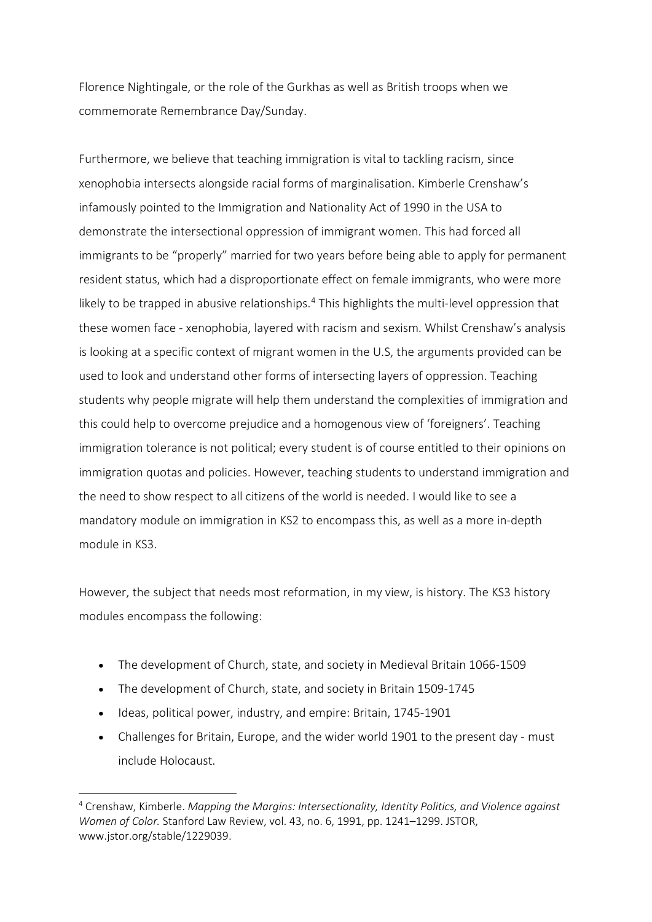Florence Nightingale, or the role of the Gurkhas as well as British troops when we commemorate Remembrance Day/Sunday.

Furthermore, we believe that teaching immigration is vital to tackling racism, since xenophobia intersects alongside racial forms of marginalisation. Kimberle Crenshaw's infamously pointed to the Immigration and Nationality Act of 1990 in the USA to demonstrate the intersectional oppression of immigrant women. This had forced all immigrants to be "properly" married for two years before being able to apply for permanent resident status, which had a disproportionate effect on female immigrants, who were more likely to be trapped in abusive relationships.[4] This highlights the multi-level oppression that these women face - xenophobia, layered with racism and sexism. Whilst Crenshaw's analysis is looking at a specific context of migrant women in the U.S, the arguments provided can be used to look and understand other forms of intersecting layers of oppression. Teaching students why people migrate will help them understand the complexities of immigration and this could help to overcome prejudice and a homogenous view of 'foreigners'. Teaching immigration tolerance is not political; every student is of course entitled to their opinions on immigration quotas and policies. However, teaching students to understand immigration and the need to show respect to all citizens of the world is needed. I would like to see a mandatory module on immigration in KS2 to encompass this, as well as a more in-depth module in KS3.

However, the subject that needs most reformation, in my view, is history. The KS3 history modules encompass the following:

- The development of Church, state, and society in Medieval Britain 1066-1509
- The development of Church, state, and society in Britain 1509-1745
- Ideas, political power, industry, and empire: Britain, 1745-1901
- Challenges for Britain, Europe, and the wider world 1901 to the present day - must include Holocaust.

[4] Crenshaw, Kimberle. *Mapping the Margins: Intersectionality, Identity Politics, and Violence against Women of Color.* Stanford Law Review, vol. 43, no. 6, 1991, pp. 1241–1299. JSTOR, www.jstor.org/stable/1229039.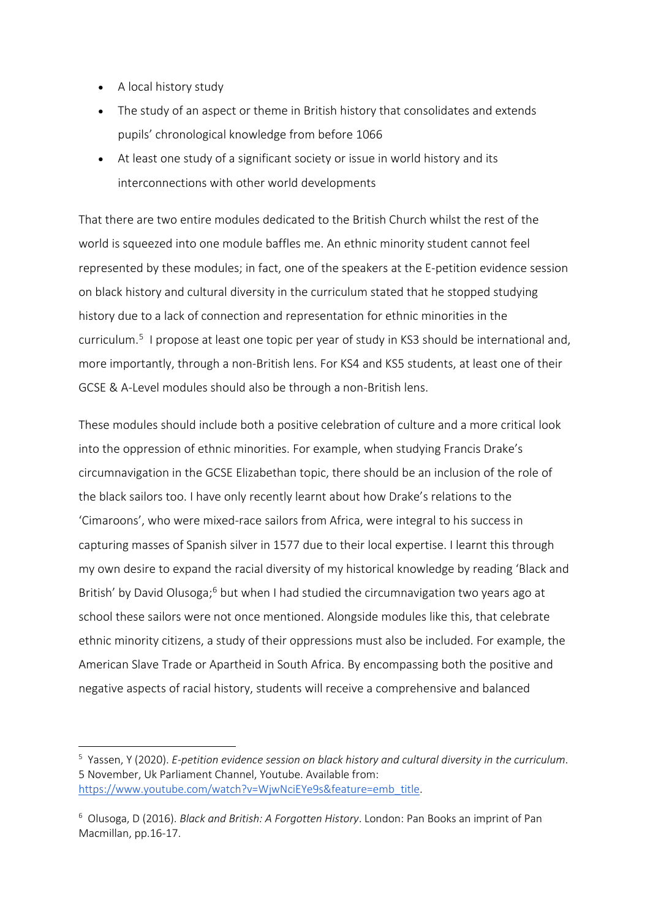- A local history study
- The study of an aspect or theme in British history that consolidates and extends pupils' chronological knowledge from before 1066
- At least one study of a significant society or issue in world history and its interconnections with other world developments

That there are two entire modules dedicated to the British Church whilst the rest of the world is squeezed into one module baffles me. An ethnic minority student cannot feel represented by these modules; in fact, one of the speakers at the E-petition evidence session on black history and cultural diversity in the curriculum stated that he stopped studying history due to a lack of connection and representation for ethnic minorities in the curriculum.[5] I propose at least one topic per year of study in KS3 should be international and, more importantly, through a non-British lens. For KS4 and KS5 students, at least one of their GCSE & A-Level modules should also be through a non-British lens.

These modules should include both a positive celebration of culture and a more critical look into the oppression of ethnic minorities. For example, when studying Francis Drake's circumnavigation in the GCSE Elizabethan topic, there should be an inclusion of the role of the black sailors too. I have only recently learnt about how Drake's relations to the 'Cimaroons', who were mixed-race sailors from Africa, were integral to his success in capturing masses of Spanish silver in 1577 due to their local expertise. I learnt this through my own desire to expand the racial diversity of my historical knowledge by reading 'Black and British' by David Olusoga;[6] but when I had studied the circumnavigation two years ago at school these sailors were not once mentioned. Alongside modules like this, that celebrate ethnic minority citizens, a study of their oppressions must also be included. For example, the American Slave Trade or Apartheid in South Africa. By encompassing both the positive and negative aspects of racial history, students will receive a comprehensive and balanced

---

[5] Yassen, Y (2020). *E-petition evidence session on black history and cultural diversity in the curriculum*. 5 November, Uk Parliament Channel, Youtube. Available from: https://www.youtube.com/watch?v=WjwNciEYe9s&feature=emb_title.

[6] Olusoga, D (2016). *Black and British: A Forgotten History*. London: Pan Books an imprint of Pan Macmillan, pp.16-17.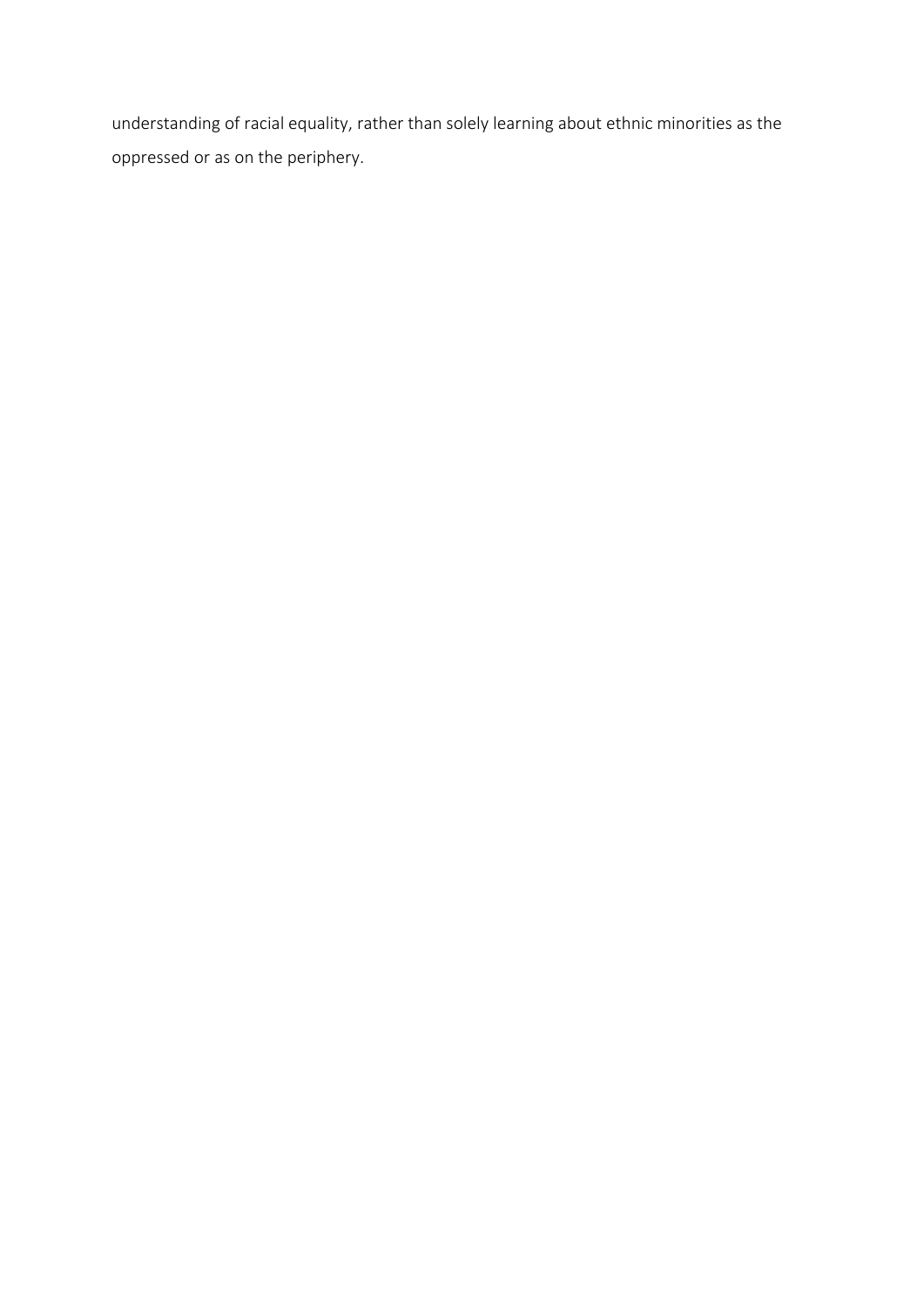understanding of racial equality, rather than solely learning about ethnic minorities as the oppressed or as on the periphery.